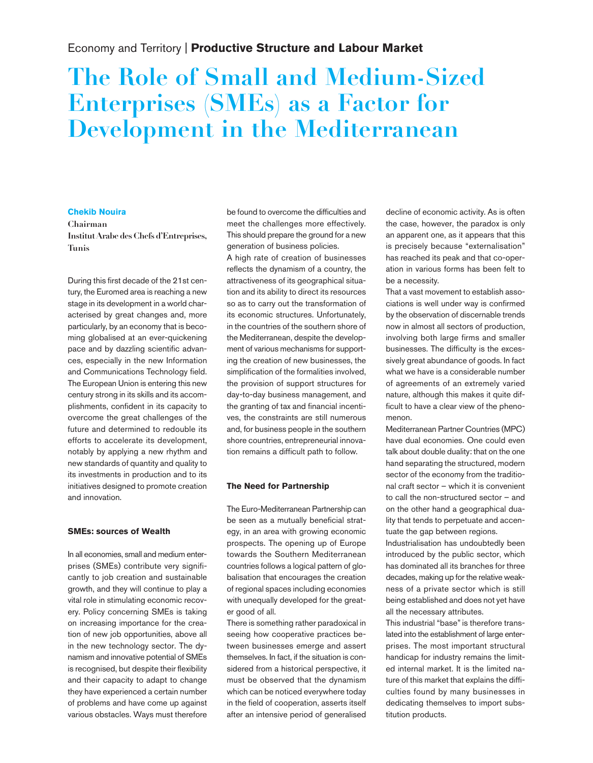Economy and Territory | **Productive Structure and Labour Market**

# The Role of Small and Medium-Sized Enterprises (SMEs) as a Factor for Development in the Mediterranean

**Chekib Nouira**
Chairman
Institut Arabe des Chefs d'Entreprises, Tunis

During this first decade of the 21st century, the Euromed area is reaching a new stage in its development in a world characterised by great changes and, more particularly, by an economy that is becoming globalised at an ever-quickening pace and by dazzling scientific advances, especially in the new Information and Communications Technology field. The European Union is entering this new century strong in its skills and its accomplishments, confident in its capacity to overcome the great challenges of the future and determined to redouble its efforts to accelerate its development, notably by applying a new rhythm and new standards of quantity and quality to its investments in production and to its initiatives designed to promote creation and innovation.

## SMEs: sources of Wealth

In all economies, small and medium enterprises (SMEs) contribute very significantly to job creation and sustainable growth, and they will continue to play a vital role in stimulating economic recovery. Policy concerning SMEs is taking on increasing importance for the creation of new job opportunities, above all in the new technology sector. The dynamism and innovative potential of SMEs is recognised, but despite their flexibility and their capacity to adapt to change they have experienced a certain number of problems and have come up against various obstacles. Ways must therefore be found to overcome the difficulties and meet the challenges more effectively. This should prepare the ground for a new generation of business policies.

A high rate of creation of businesses reflects the dynamism of a country, the attractiveness of its geographical situation and its ability to direct its resources so as to carry out the transformation of its economic structures. Unfortunately, in the countries of the southern shore of the Mediterranean, despite the development of various mechanisms for supporting the creation of new businesses, the simplification of the formalities involved, the provision of support structures for day-to-day business management, and the granting of tax and financial incentives, the constraints are still numerous and, for business people in the southern shore countries, entrepreneurial innovation remains a difficult path to follow.

## The Need for Partnership

The Euro-Mediterranean Partnership can be seen as a mutually beneficial strategy, in an area with growing economic prospects. The opening up of Europe towards the Southern Mediterranean countries follows a logical pattern of globalisation that encourages the creation of regional spaces including economies with unequally developed for the greater good of all.

There is something rather paradoxical in seeing how cooperative practices between businesses emerge and assert themselves. In fact, if the situation is considered from a historical perspective, it must be observed that the dynamism which can be noticed everywhere today in the field of cooperation, asserts itself after an intensive period of generalised decline of economic activity. As is often the case, however, the paradox is only an apparent one, as it appears that this is precisely because "externalisation" has reached its peak and that co-operation in various forms has been felt to be a necessity.

That a vast movement to establish associations is well under way is confirmed by the observation of discernable trends now in almost all sectors of production, involving both large firms and smaller businesses. The difficulty is the excessively great abundance of goods. In fact what we have is a considerable number of agreements of an extremely varied nature, although this makes it quite difficult to have a clear view of the phenomenon.

Mediterranean Partner Countries (MPC) have dual economies. One could even talk about double duality: that on the one hand separating the structured, modern sector of the economy from the traditional craft sector – which it is convenient to call the non-structured sector – and on the other hand a geographical duality that tends to perpetuate and accentuate the gap between regions.

Industrialisation has undoubtedly been introduced by the public sector, which has dominated all its branches for three decades, making up for the relative weakness of a private sector which is still being established and does not yet have all the necessary attributes.

This industrial "base" is therefore translated into the establishment of large enterprises. The most important structural handicap for industry remains the limited internal market. It is the limited nature of this market that explains the difficulties found by many businesses in dedicating themselves to import substitution products.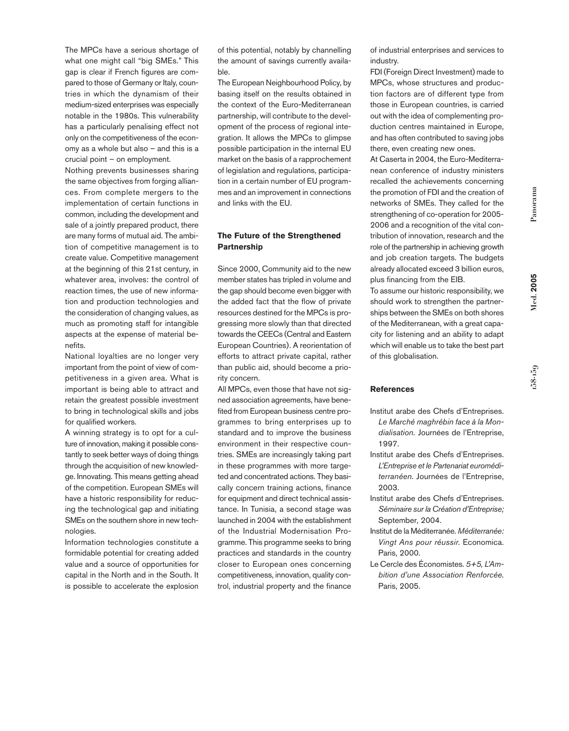The MPCs have a serious shortage of what one might call "big SMEs." This gap is clear if French figures are compared to those of Germany or Italy, countries in which the dynamism of their medium-sized enterprises was especially notable in the 1980s. This vulnerability has a particularly penalising effect not only on the competitiveness of the economy as a whole but also – and this is a crucial point – on employment.

Nothing prevents businesses sharing the same objectives from forging alliances. From complete mergers to the implementation of certain functions in common, including the development and sale of a jointly prepared product, there are many forms of mutual aid. The ambition of competitive management is to create value. Competitive management at the beginning of this 21st century, in whatever area, involves: the control of reaction times, the use of new information and production technologies and the consideration of changing values, as much as promoting staff for intangible aspects at the expense of material benefits.

National loyalties are no longer very important from the point of view of competitiveness in a given area. What is important is being able to attract and retain the greatest possible investment to bring in technological skills and jobs for qualified workers.

A winning strategy is to opt for a culture of innovation, making it possible constantly to seek better ways of doing things through the acquisition of new knowledge. Innovating. This means getting ahead of the competition. European SMEs will have a historic responsibility for reducing the technological gap and initiating SMEs on the southern shore in new technologies.

Information technologies constitute a formidable potential for creating added value and a source of opportunities for capital in the North and in the South. It is possible to accelerate the explosion of this potential, notably by channelling the amount of savings currently available.

The European Neighbourhood Policy, by basing itself on the results obtained in the context of the Euro-Mediterranean partnership, will contribute to the development of the process of regional integration. It allows the MPCs to glimpse possible participation in the internal EU market on the basis of a rapprochement of legislation and regulations, participation in a certain number of EU programmes and an improvement in connections and links with the EU.

### The Future of the Strengthened Partnership

Since 2000, Community aid to the new member states has tripled in volume and the gap should become even bigger with the added fact that the flow of private resources destined for the MPCs is progressing more slowly than that directed towards the CEECs (Central and Eastern European Countries). A reorientation of efforts to attract private capital, rather than public aid, should become a priority concern.

All MPCs, even those that have not signed association agreements, have benefited from European business centre programmes to bring enterprises up to standard and to improve the business environment in their respective countries. SMEs are increasingly taking part in these programmes with more targeted and concentrated actions. They basically concern training actions, finance for equipment and direct technical assistance. In Tunisia, a second stage was launched in 2004 with the establishment of the Industrial Modernisation Programme. This programme seeks to bring practices and standards in the country closer to European ones concerning competitiveness, innovation, quality control, industrial property and the finance of industrial enterprises and services to industry.

FDI (Foreign Direct Investment) made to MPCs, whose structures and production factors are of different type from those in European countries, is carried out with the idea of complementing production centres maintained in Europe, and has often contributed to saving jobs there, even creating new ones.

At Caserta in 2004, the Euro-Mediterranean conference of industry ministers recalled the achievements concerning the promotion of FDI and the creation of networks of SMEs. They called for the strengthening of co-operation for 2005-2006 and a recognition of the vital contribution of innovation, research and the role of the partnership in achieving growth and job creation targets. The budgets already allocated exceed 3 billion euros, plus financing from the EIB.

To assume our historic responsibility, we should work to strengthen the partnerships between the SMEs on both shores of the Mediterranean, with a great capacity for listening and an ability to adapt which will enable us to take the best part of this globalisation.

### References

Institut arabe des Chefs d'Entreprises. *Le Marché maghrébin face à la Mondialisation.* Journées de l'Entreprise, 1997.

Institut arabe des Chefs d'Entreprises. *L'Entreprise et le Partenariat euroméditerranéen.* Journées de l'Entreprise, 2003.

Institut arabe des Chefs d'Entreprises. *Séminaire sur la Création d'Entreprise;* September, 2004.

Institut de la Méditerranée. *Méditerranée: Vingt Ans pour réussir.* Economica. Paris, 2000.

Le Cercle des Économistes. *5+5, L'Ambition d'une Association Renforcée.* Paris, 2005.